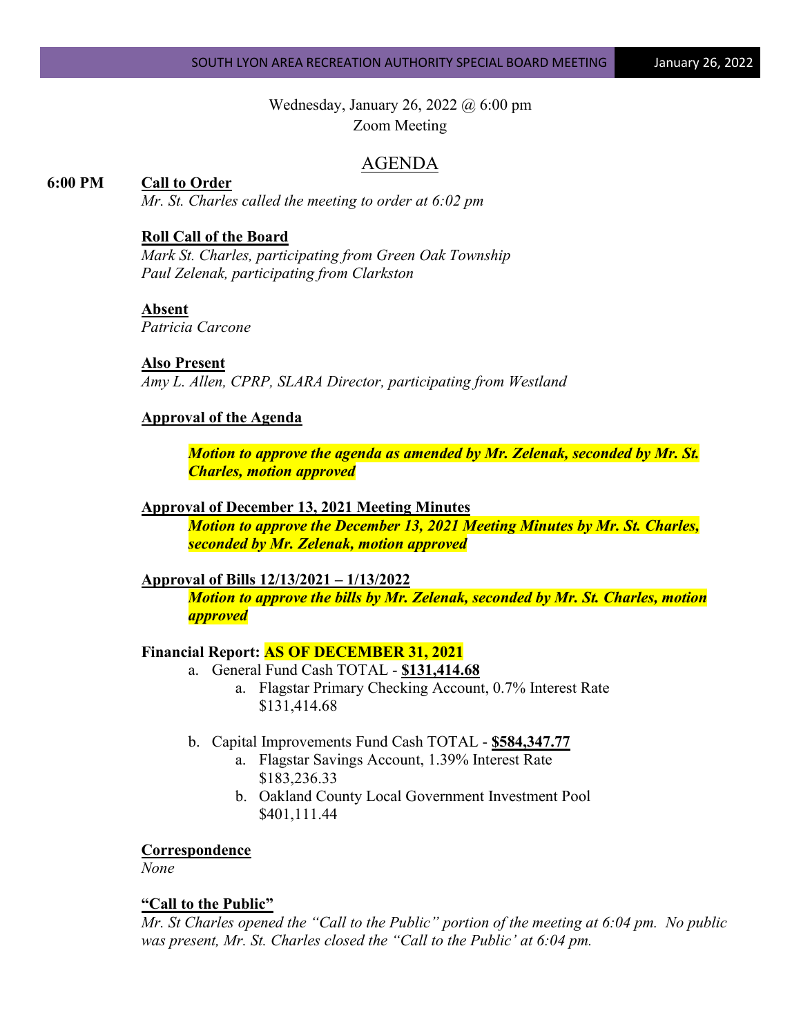Wednesday, January 26, 2022 @ 6:00 pm
Zoom Meeting

# AGENDA

**6:00 PM** **Call to Order**

*Mr. St. Charles called the meeting to order at 6:02 pm*

**Roll Call of the Board**

*Mark St. Charles, participating from Green Oak Township*
*Paul Zelenak, participating from Clarkston*

**Absent**

*Patricia Carcone*

**Also Present**

*Amy L. Allen, CPRP, SLARA Director, participating from Westland*

**Approval of the Agenda**

> ***Motion to approve the agenda as amended by Mr. Zelenak, seconded by Mr. St. Charles, motion approved***

**Approval of December 13, 2021 Meeting Minutes**

> ***Motion to approve the December 13, 2021 Meeting Minutes by Mr. St. Charles, seconded by Mr. Zelenak, motion approved***

**Approval of Bills 12/13/2021 – 1/13/2022**

> ***Motion to approve the bills by Mr. Zelenak, seconded by Mr. St. Charles, motion approved***

**Financial Report: AS OF DECEMBER 31, 2021**

a. General Fund Cash TOTAL - **$131,414.68**
   a. Flagstar Primary Checking Account, 0.7% Interest Rate
      $131,414.68

b. Capital Improvements Fund Cash TOTAL - **$584,347.77**
   a. Flagstar Savings Account, 1.39% Interest Rate
      $183,236.33
   b. Oakland County Local Government Investment Pool
      $401,111.44

**Correspondence**

*None*

**"Call to the Public"**

*Mr. St Charles opened the "Call to the Public" portion of the meeting at 6:04 pm. No public was present, Mr. St. Charles closed the "Call to the Public' at 6:04 pm.*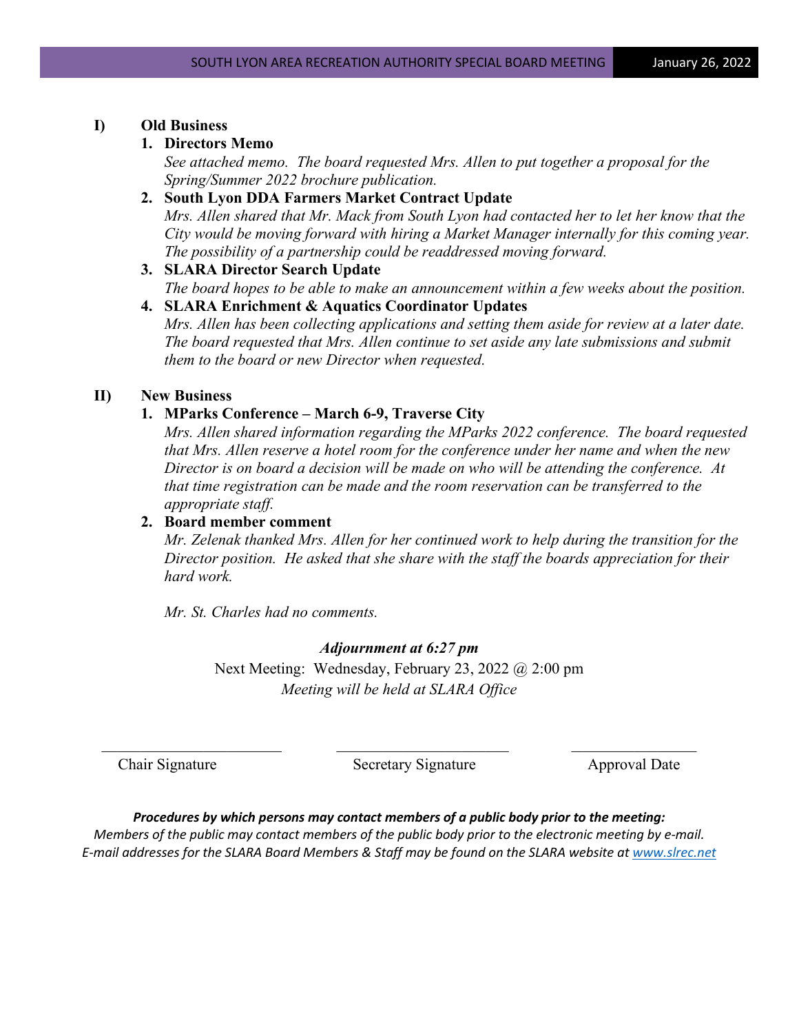## I) Old Business

**1. Directors Memo**

*See attached memo. The board requested Mrs. Allen to put together a proposal for the Spring/Summer 2022 brochure publication.*

**2. South Lyon DDA Farmers Market Contract Update**

*Mrs. Allen shared that Mr. Mack from South Lyon had contacted her to let her know that the City would be moving forward with hiring a Market Manager internally for this coming year. The possibility of a partnership could be readdressed moving forward.*

**3. SLARA Director Search Update**

*The board hopes to be able to make an announcement within a few weeks about the position.*

**4. SLARA Enrichment & Aquatics Coordinator Updates**

*Mrs. Allen has been collecting applications and setting them aside for review at a later date. The board requested that Mrs. Allen continue to set aside any late submissions and submit them to the board or new Director when requested.*

## II) New Business

**1. MParks Conference – March 6-9, Traverse City**

*Mrs. Allen shared information regarding the MParks 2022 conference. The board requested that Mrs. Allen reserve a hotel room for the conference under her name and when the new Director is on board a decision will be made on who will be attending the conference. At that time registration can be made and the room reservation can be transferred to the appropriate staff.*

**2. Board member comment**

*Mr. Zelenak thanked Mrs. Allen for her continued work to help during the transition for the Director position. He asked that she share with the staff the boards appreciation for their hard work.*

*Mr. St. Charles had no comments.*

***Adjournment at 6:27 pm***

Next Meeting: Wednesday, February 23, 2022 @ 2:00 pm

*Meeting will be held at SLARA Office*

| | | |
|---|---|---|
| \_\_\_\_\_\_\_\_\_\_\_\_\_\_\_\_\_\_\_\_\_\_\_\_ | \_\_\_\_\_\_\_\_\_\_\_\_\_\_\_\_\_\_\_\_\_\_\_\_ | \_\_\_\_\_\_\_\_\_\_\_\_\_\_\_\_\_ |
| Chair Signature | Secretary Signature | Approval Date |

***Procedures by which persons may contact members of a public body prior to the meeting:***

*Members of the public may contact members of the public body prior to the electronic meeting by e-mail.*
*E-mail addresses for the SLARA Board Members & Staff may be found on the SLARA website at [www.slrec.net](http://www.slrec.net)*